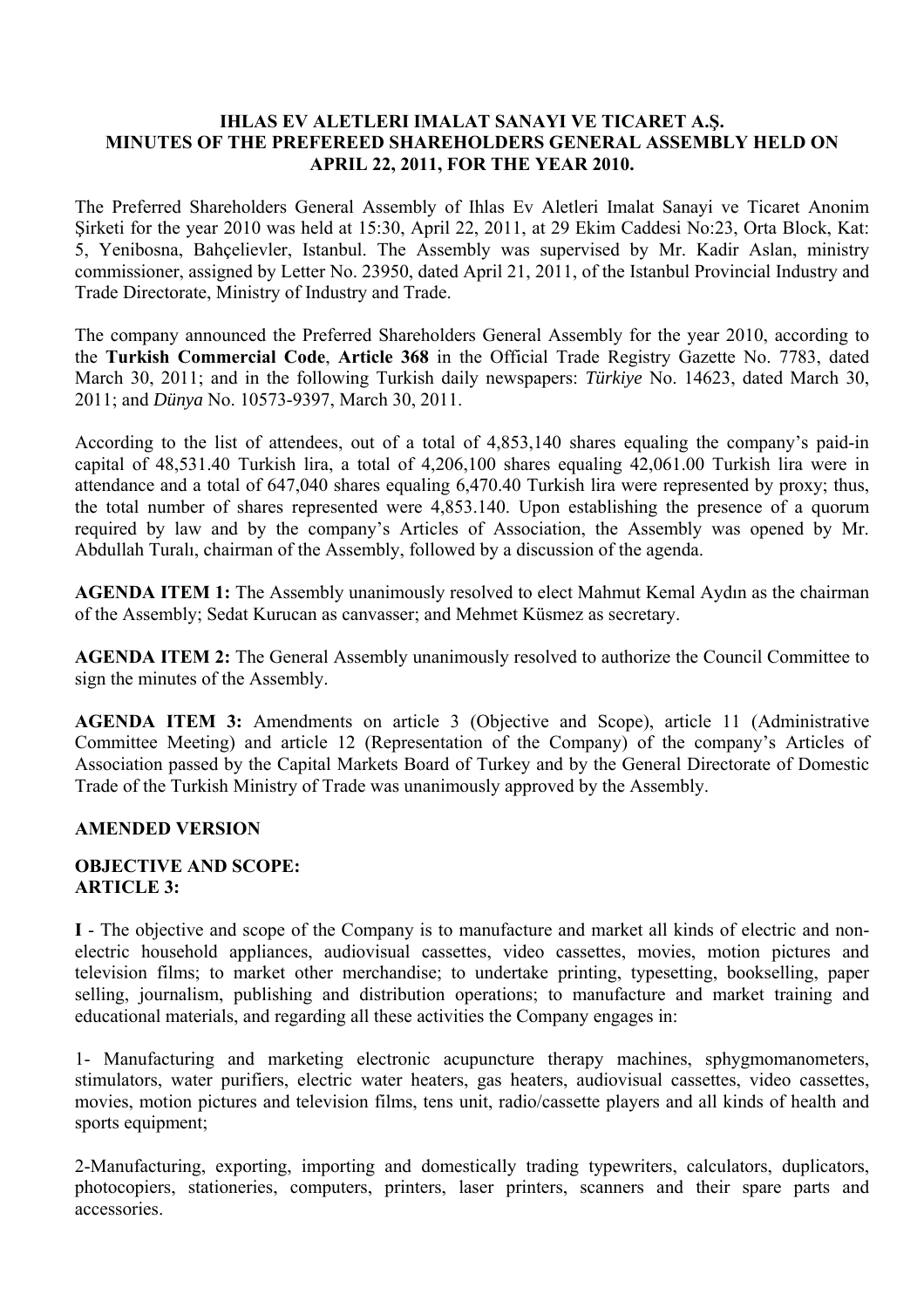# IHLAS EV ALETLERI IMALAT SANAYI VE TICARET A.Ş.
# MINUTES OF THE PREFEREED SHAREHOLDERS GENERAL ASSEMBLY HELD ON APRIL 22, 2011, FOR THE YEAR 2010.

The Preferred Shareholders General Assembly of Ihlas Ev Aletleri Imalat Sanayi ve Ticaret Anonim Şirketi for the year 2010 was held at 15:30, April 22, 2011, at 29 Ekim Caddesi No:23, Orta Block, Kat: 5, Yenibosna, Bahçelievler, Istanbul. The Assembly was supervised by Mr. Kadir Aslan, ministry commissioner, assigned by Letter No. 23950, dated April 21, 2011, of the Istanbul Provincial Industry and Trade Directorate, Ministry of Industry and Trade.

The company announced the Preferred Shareholders General Assembly for the year 2010, according to the **Turkish Commercial Code**, **Article 368** in the Official Trade Registry Gazette No. 7783, dated March 30, 2011; and in the following Turkish daily newspapers: *Türkiye* No. 14623, dated March 30, 2011; and *Dünya* No. 10573-9397, March 30, 2011.

According to the list of attendees, out of a total of 4,853,140 shares equaling the company's paid-in capital of 48,531.40 Turkish lira, a total of 4,206,100 shares equaling 42,061.00 Turkish lira were in attendance and a total of 647,040 shares equaling 6,470.40 Turkish lira were represented by proxy; thus, the total number of shares represented were 4,853.140. Upon establishing the presence of a quorum required by law and by the company's Articles of Association, the Assembly was opened by Mr. Abdullah Turalı, chairman of the Assembly, followed by a discussion of the agenda.

**AGENDA ITEM 1:** The Assembly unanimously resolved to elect Mahmut Kemal Aydın as the chairman of the Assembly; Sedat Kurucan as canvasser; and Mehmet Küsmez as secretary.

**AGENDA ITEM 2:** The General Assembly unanimously resolved to authorize the Council Committee to sign the minutes of the Assembly.

**AGENDA ITEM 3:** Amendments on article 3 (Objective and Scope), article 11 (Administrative Committee Meeting) and article 12 (Representation of the Company) of the company's Articles of Association passed by the Capital Markets Board of Turkey and by the General Directorate of Domestic Trade of the Turkish Ministry of Trade was unanimously approved by the Assembly.

**AMENDED VERSION**

**OBJECTIVE AND SCOPE:**
**ARTICLE 3:**

**I** - The objective and scope of the Company is to manufacture and market all kinds of electric and non-electric household appliances, audiovisual cassettes, video cassettes, movies, motion pictures and television films; to market other merchandise; to undertake printing, typesetting, bookselling, paper selling, journalism, publishing and distribution operations; to manufacture and market training and educational materials, and regarding all these activities the Company engages in:

1- Manufacturing and marketing electronic acupuncture therapy machines, sphygmomanometers, stimulators, water purifiers, electric water heaters, gas heaters, audiovisual cassettes, video cassettes, movies, motion pictures and television films, tens unit, radio/cassette players and all kinds of health and sports equipment;

2-Manufacturing, exporting, importing and domestically trading typewriters, calculators, duplicators, photocopiers, stationeries, computers, printers, laser printers, scanners and their spare parts and accessories.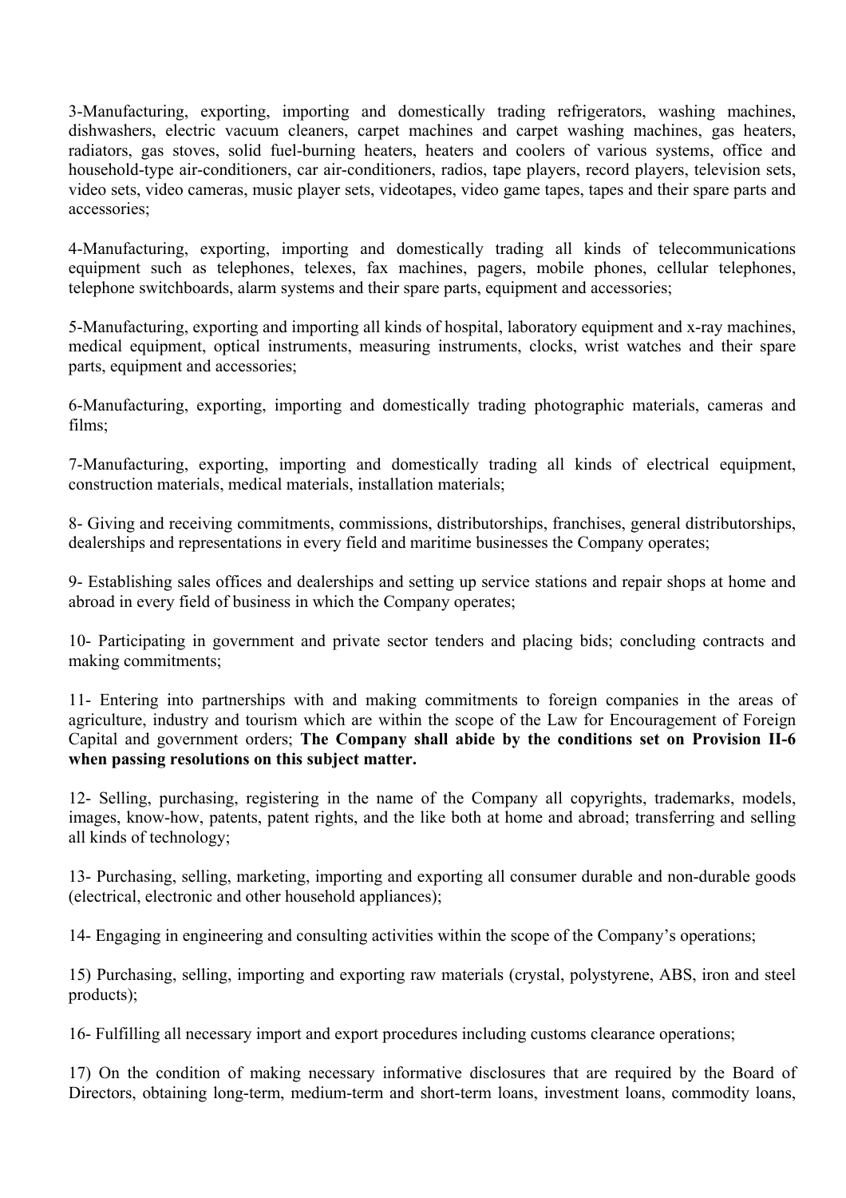3-Manufacturing, exporting, importing and domestically trading refrigerators, washing machines, dishwashers, electric vacuum cleaners, carpet machines and carpet washing machines, gas heaters, radiators, gas stoves, solid fuel-burning heaters, heaters and coolers of various systems, office and household-type air-conditioners, car air-conditioners, radios, tape players, record players, television sets, video sets, video cameras, music player sets, videotapes, video game tapes, tapes and their spare parts and accessories;

4-Manufacturing, exporting, importing and domestically trading all kinds of telecommunications equipment such as telephones, telexes, fax machines, pagers, mobile phones, cellular telephones, telephone switchboards, alarm systems and their spare parts, equipment and accessories;

5-Manufacturing, exporting and importing all kinds of hospital, laboratory equipment and x-ray machines, medical equipment, optical instruments, measuring instruments, clocks, wrist watches and their spare parts, equipment and accessories;

6-Manufacturing, exporting, importing and domestically trading photographic materials, cameras and films;

7-Manufacturing, exporting, importing and domestically trading all kinds of electrical equipment, construction materials, medical materials, installation materials;

8- Giving and receiving commitments, commissions, distributorships, franchises, general distributorships, dealerships and representations in every field and maritime businesses the Company operates;

9- Establishing sales offices and dealerships and setting up service stations and repair shops at home and abroad in every field of business in which the Company operates;

10- Participating in government and private sector tenders and placing bids; concluding contracts and making commitments;

11- Entering into partnerships with and making commitments to foreign companies in the areas of agriculture, industry and tourism which are within the scope of the Law for Encouragement of Foreign Capital and government orders; **The Company shall abide by the conditions set on Provision II-6 when passing resolutions on this subject matter.**

12- Selling, purchasing, registering in the name of the Company all copyrights, trademarks, models, images, know-how, patents, patent rights, and the like both at home and abroad; transferring and selling all kinds of technology;

13- Purchasing, selling, marketing, importing and exporting all consumer durable and non-durable goods (electrical, electronic and other household appliances);

14- Engaging in engineering and consulting activities within the scope of the Company's operations;

15) Purchasing, selling, importing and exporting raw materials (crystal, polystyrene, ABS, iron and steel products);

16- Fulfilling all necessary import and export procedures including customs clearance operations;

17) On the condition of making necessary informative disclosures that are required by the Board of Directors, obtaining long-term, medium-term and short-term loans, investment loans, commodity loans,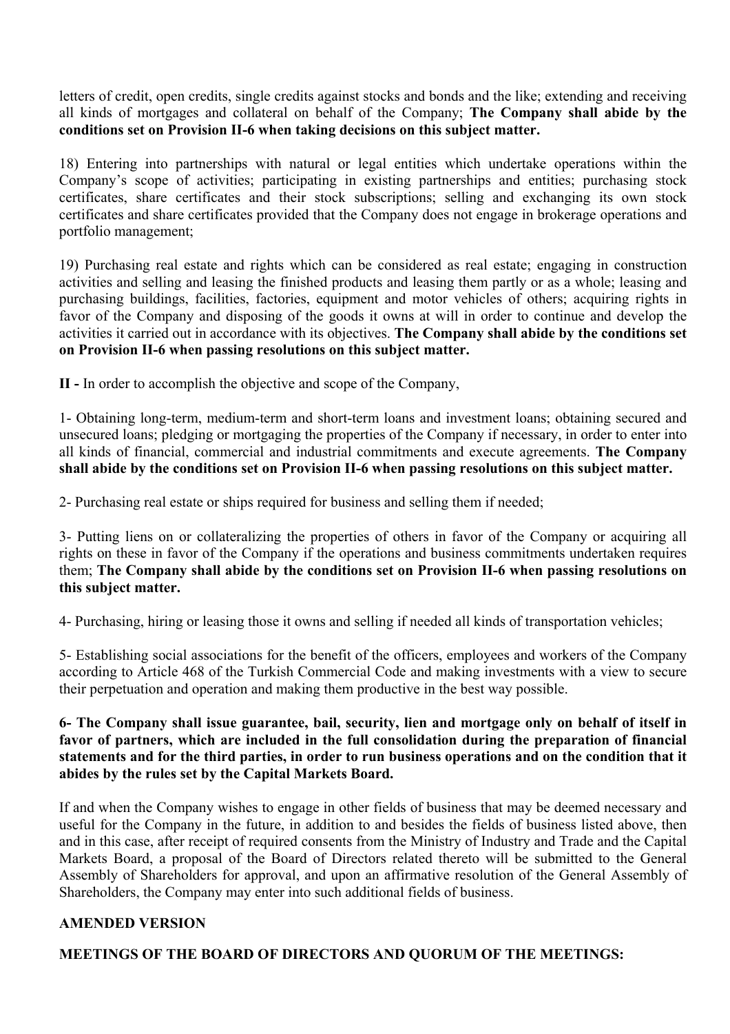letters of credit, open credits, single credits against stocks and bonds and the like; extending and receiving all kinds of mortgages and collateral on behalf of the Company; **The Company shall abide by the conditions set on Provision II-6 when taking decisions on this subject matter.**

18) Entering into partnerships with natural or legal entities which undertake operations within the Company's scope of activities; participating in existing partnerships and entities; purchasing stock certificates, share certificates and their stock subscriptions; selling and exchanging its own stock certificates and share certificates provided that the Company does not engage in brokerage operations and portfolio management;

19) Purchasing real estate and rights which can be considered as real estate; engaging in construction activities and selling and leasing the finished products and leasing them partly or as a whole; leasing and purchasing buildings, facilities, factories, equipment and motor vehicles of others; acquiring rights in favor of the Company and disposing of the goods it owns at will in order to continue and develop the activities it carried out in accordance with its objectives. **The Company shall abide by the conditions set on Provision II-6 when passing resolutions on this subject matter.**

**II -** In order to accomplish the objective and scope of the Company,

1- Obtaining long-term, medium-term and short-term loans and investment loans; obtaining secured and unsecured loans; pledging or mortgaging the properties of the Company if necessary, in order to enter into all kinds of financial, commercial and industrial commitments and execute agreements. **The Company shall abide by the conditions set on Provision II-6 when passing resolutions on this subject matter.**

2- Purchasing real estate or ships required for business and selling them if needed;

3- Putting liens on or collateralizing the properties of others in favor of the Company or acquiring all rights on these in favor of the Company if the operations and business commitments undertaken requires them; **The Company shall abide by the conditions set on Provision II-6 when passing resolutions on this subject matter.**

4- Purchasing, hiring or leasing those it owns and selling if needed all kinds of transportation vehicles;

5- Establishing social associations for the benefit of the officers, employees and workers of the Company according to Article 468 of the Turkish Commercial Code and making investments with a view to secure their perpetuation and operation and making them productive in the best way possible.

**6- The Company shall issue guarantee, bail, security, lien and mortgage only on behalf of itself in favor of partners, which are included in the full consolidation during the preparation of financial statements and for the third parties, in order to run business operations and on the condition that it abides by the rules set by the Capital Markets Board.**

If and when the Company wishes to engage in other fields of business that may be deemed necessary and useful for the Company in the future, in addition to and besides the fields of business listed above, then and in this case, after receipt of required consents from the Ministry of Industry and Trade and the Capital Markets Board, a proposal of the Board of Directors related thereto will be submitted to the General Assembly of Shareholders for approval, and upon an affirmative resolution of the General Assembly of Shareholders, the Company may enter into such additional fields of business.

**AMENDED VERSION**

**MEETINGS OF THE BOARD OF DIRECTORS AND QUORUM OF THE MEETINGS:**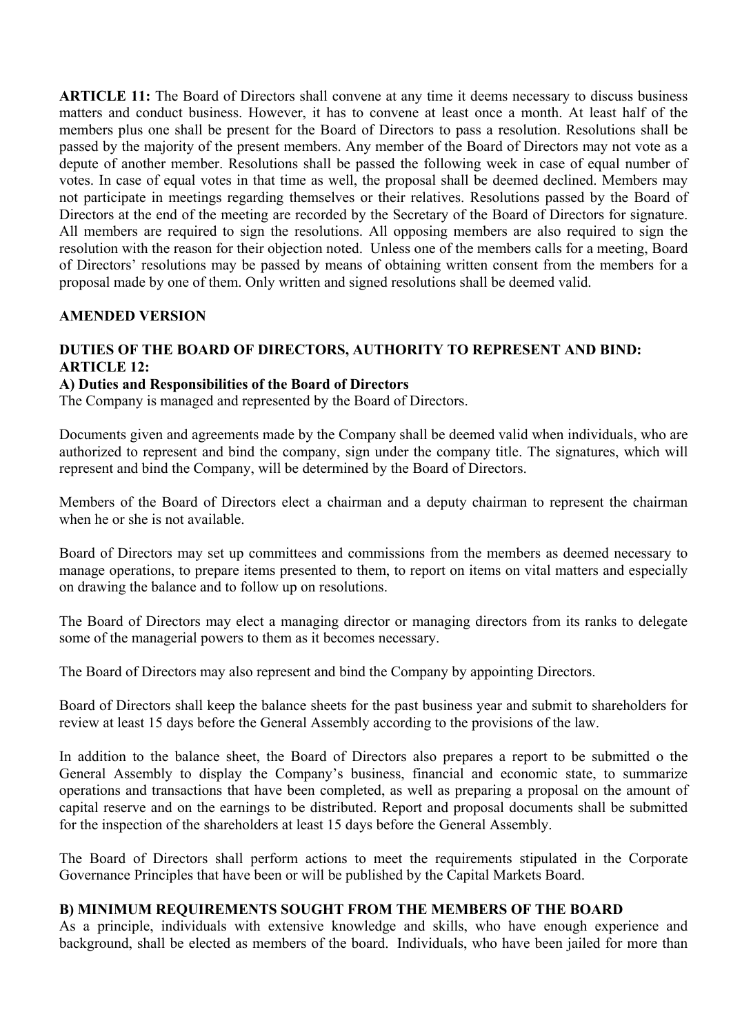**ARTICLE 11:** The Board of Directors shall convene at any time it deems necessary to discuss business matters and conduct business. However, it has to convene at least once a month. At least half of the members plus one shall be present for the Board of Directors to pass a resolution. Resolutions shall be passed by the majority of the present members. Any member of the Board of Directors may not vote as a depute of another member. Resolutions shall be passed the following week in case of equal number of votes. In case of equal votes in that time as well, the proposal shall be deemed declined. Members may not participate in meetings regarding themselves or their relatives. Resolutions passed by the Board of Directors at the end of the meeting are recorded by the Secretary of the Board of Directors for signature. All members are required to sign the resolutions. All opposing members are also required to sign the resolution with the reason for their objection noted. Unless one of the members calls for a meeting, Board of Directors' resolutions may be passed by means of obtaining written consent from the members for a proposal made by one of them. Only written and signed resolutions shall be deemed valid.

**AMENDED VERSION**

**DUTIES OF THE BOARD OF DIRECTORS, AUTHORITY TO REPRESENT AND BIND: ARTICLE 12:**

**A) Duties and Responsibilities of the Board of Directors**

The Company is managed and represented by the Board of Directors.

Documents given and agreements made by the Company shall be deemed valid when individuals, who are authorized to represent and bind the company, sign under the company title. The signatures, which will represent and bind the Company, will be determined by the Board of Directors.

Members of the Board of Directors elect a chairman and a deputy chairman to represent the chairman when he or she is not available.

Board of Directors may set up committees and commissions from the members as deemed necessary to manage operations, to prepare items presented to them, to report on items on vital matters and especially on drawing the balance and to follow up on resolutions.

The Board of Directors may elect a managing director or managing directors from its ranks to delegate some of the managerial powers to them as it becomes necessary.

The Board of Directors may also represent and bind the Company by appointing Directors.

Board of Directors shall keep the balance sheets for the past business year and submit to shareholders for review at least 15 days before the General Assembly according to the provisions of the law.

In addition to the balance sheet, the Board of Directors also prepares a report to be submitted o the General Assembly to display the Company's business, financial and economic state, to summarize operations and transactions that have been completed, as well as preparing a proposal on the amount of capital reserve and on the earnings to be distributed. Report and proposal documents shall be submitted for the inspection of the shareholders at least 15 days before the General Assembly.

The Board of Directors shall perform actions to meet the requirements stipulated in the Corporate Governance Principles that have been or will be published by the Capital Markets Board.

**B) MINIMUM REQUIREMENTS SOUGHT FROM THE MEMBERS OF THE BOARD**

As a principle, individuals with extensive knowledge and skills, who have enough experience and background, shall be elected as members of the board. Individuals, who have been jailed for more than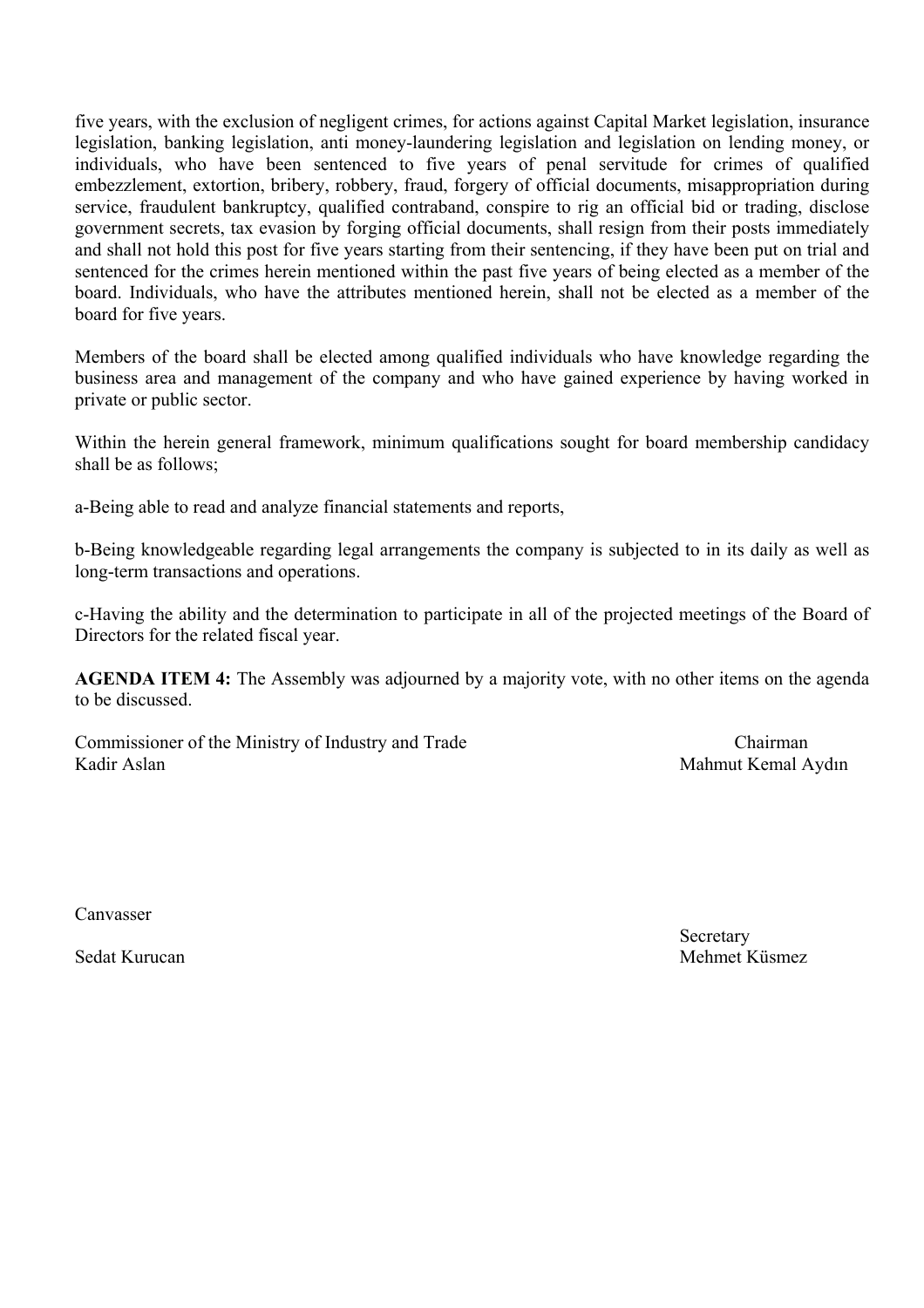five years, with the exclusion of negligent crimes, for actions against Capital Market legislation, insurance legislation, banking legislation, anti money-laundering legislation and legislation on lending money, or individuals, who have been sentenced to five years of penal servitude for crimes of qualified embezzlement, extortion, bribery, robbery, fraud, forgery of official documents, misappropriation during service, fraudulent bankruptcy, qualified contraband, conspire to rig an official bid or trading, disclose government secrets, tax evasion by forging official documents, shall resign from their posts immediately and shall not hold this post for five years starting from their sentencing, if they have been put on trial and sentenced for the crimes herein mentioned within the past five years of being elected as a member of the board. Individuals, who have the attributes mentioned herein, shall not be elected as a member of the board for five years.

Members of the board shall be elected among qualified individuals who have knowledge regarding the business area and management of the company and who have gained experience by having worked in private or public sector.

Within the herein general framework, minimum qualifications sought for board membership candidacy shall be as follows;

a-Being able to read and analyze financial statements and reports,

b-Being knowledgeable regarding legal arrangements the company is subjected to in its daily as well as long-term transactions and operations.

c-Having the ability and the determination to participate in all of the projected meetings of the Board of Directors for the related fiscal year.

**AGENDA ITEM 4:** The Assembly was adjourned by a majority vote, with no other items on the agenda to be discussed.

Commissioner of the Ministry of Industry and Trade
Kadir Aslan

Chairman
Mahmut Kemal Aydın

Canvasser
Sedat Kurucan

Secretary
Mehmet Küsmez